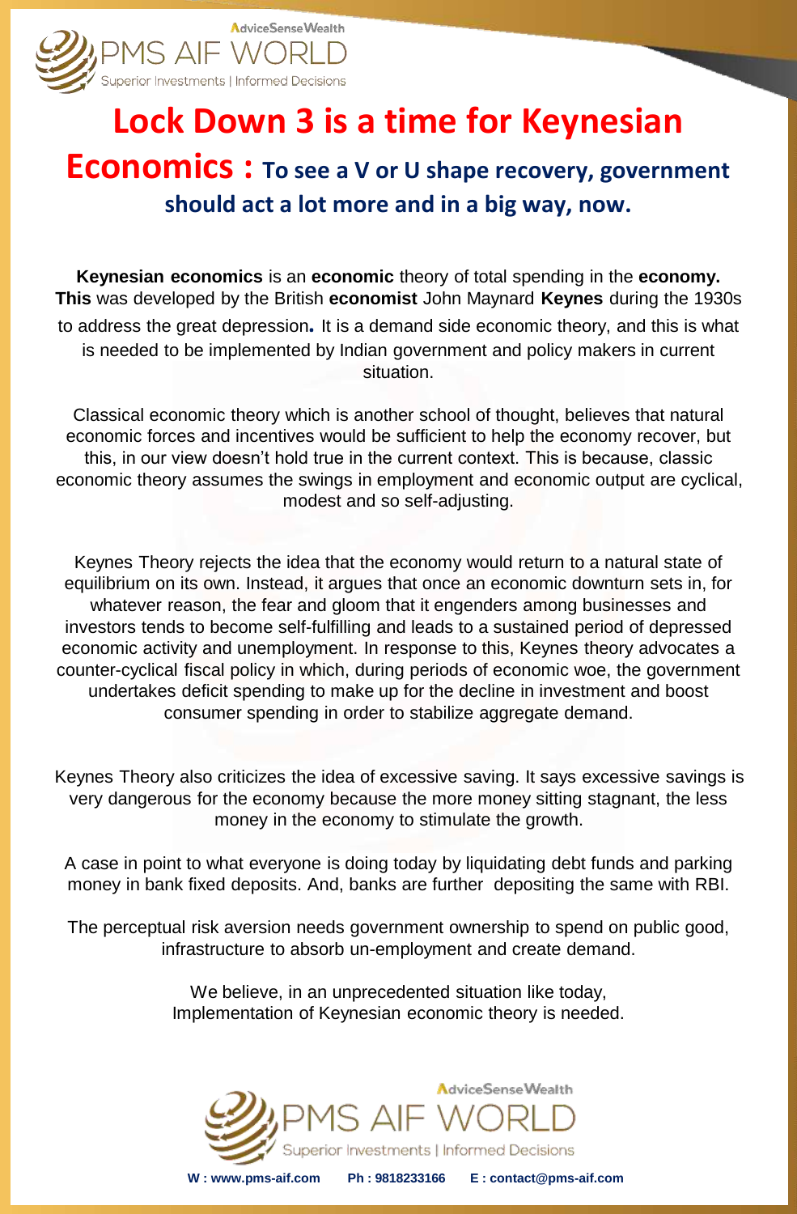# Lock Down 3 is a time for Keynesian Economics : To see a V or U shape recovery, government should act a lot more and in a big way, now.

**Keynesian economics** is an **economic** theory of total spending in the **economy. This** was developed by the British **economist** John Maynard **Keynes** during the 1930s to address the great depression**.** It is a demand side economic theory, and this is what is needed to be implemented by Indian government and policy makers in current situation.

Classical economic theory which is another school of thought, believes that natural economic forces and incentives would be sufficient to help the economy recover, but this, in our view doesn't hold true in the current context. This is because, classic economic theory assumes the swings in employment and economic output are cyclical, modest and so self-adjusting.

Keynes Theory rejects the idea that the economy would return to a natural state of equilibrium on its own. Instead, it argues that once an economic downturn sets in, for whatever reason, the fear and gloom that it engenders among businesses and investors tends to become self-fulfilling and leads to a sustained period of depressed economic activity and unemployment. In response to this, Keynes theory advocates a counter-cyclical fiscal policy in which, during periods of economic woe, the government undertakes deficit spending to make up for the decline in investment and boost consumer spending in order to stabilize aggregate demand.

Keynes Theory also criticizes the idea of excessive saving. It says excessive savings is very dangerous for the economy because the more money sitting stagnant, the less money in the economy to stimulate the growth.

A case in point to what everyone is doing today by liquidating debt funds and parking money in bank fixed deposits. And, banks are further depositing the same with RBI.

The perceptual risk aversion needs government ownership to spend on public good, infrastructure to absorb un-employment and create demand.

We believe, in an unprecedented situation like today,
Implementation of Keynesian economic theory is needed.

AdviceSenseWealth
PMS AIF WORLD
Superior Investments | Informed Decisions

**W : www.pms-aif.com** **Ph : 9818233166** **E : contact@pms-aif.com**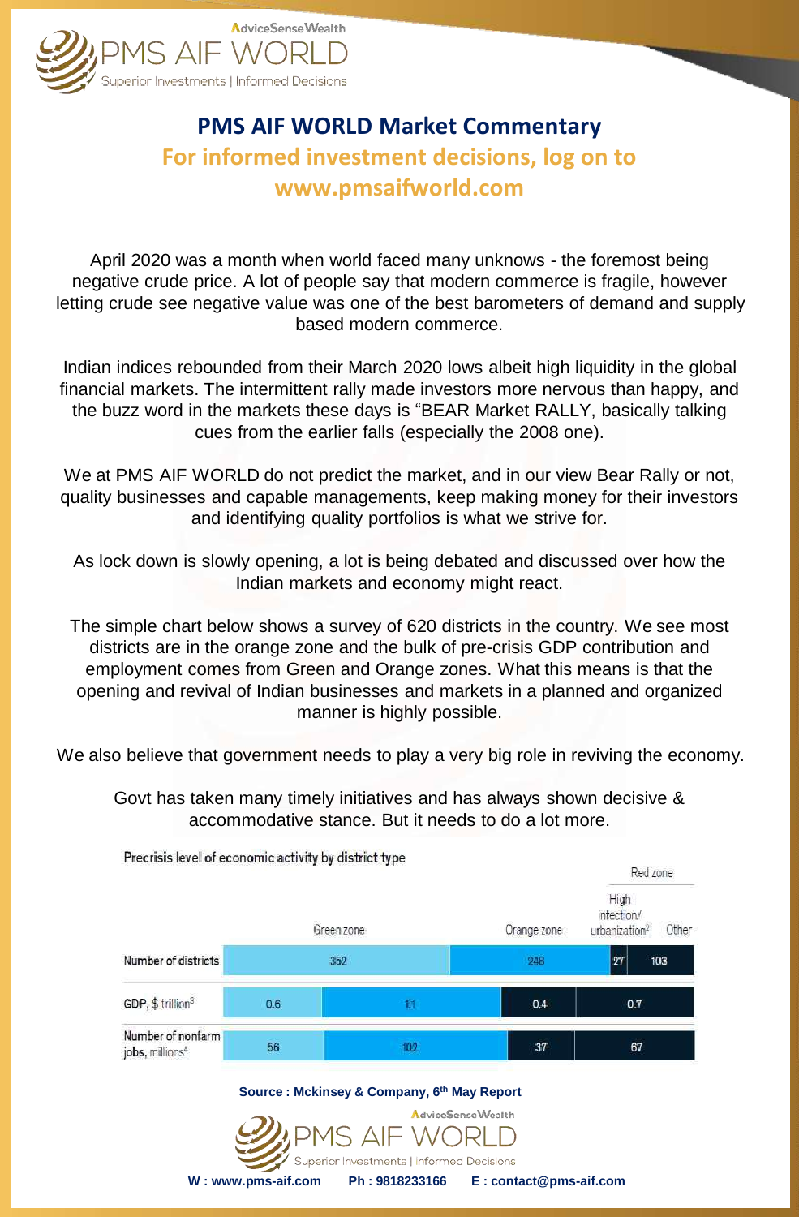# PMS AIF WORLD Market Commentary

## For informed investment decisions, log on to www.pmsaifworld.com

April 2020 was a month when world faced many unknows - the foremost being negative crude price. A lot of people say that modern commerce is fragile, however letting crude see negative value was one of the best barometers of demand and supply based modern commerce.

Indian indices rebounded from their March 2020 lows albeit high liquidity in the global financial markets. The intermittent rally made investors more nervous than happy, and the buzz word in the markets these days is "BEAR Market RALLY, basically talking cues from the earlier falls (especially the 2008 one).

We at PMS AIF WORLD do not predict the market, and in our view Bear Rally or not, quality businesses and capable managements, keep making money for their investors and identifying quality portfolios is what we strive for.

As lock down is slowly opening, a lot is being debated and discussed over how the Indian markets and economy might react.

The simple chart below shows a survey of 620 districts in the country. We see most districts are in the orange zone and the bulk of pre-crisis GDP contribution and employment comes from Green and Orange zones. What this means is that the opening and revival of Indian businesses and markets in a planned and organized manner is highly possible.

We also believe that government needs to play a very big role in reviving the economy.

Govt has taken many timely initiatives and has always shown decisive & accommodative stance. But it needs to do a lot more.

Precrisis level of economic activity by district type

| | Green zone | Orange zone | Red zone: High infection/ urbanization[2] | Red zone: Other |
|---|---|---|---|---|
| Number of districts | 352 | 248 | 27 | 103 |
| GDP, $ trillion[3] | 0.6 | 1.1 | 0.4 | 0.7 |
| Number of nonfarm jobs, millions[4] | 56 | 102 | 37 | 67 |

Source : Mckinsey & Company, 6th May Report

W : www.pms-aif.com Ph : 9818233166 E : contact@pms-aif.com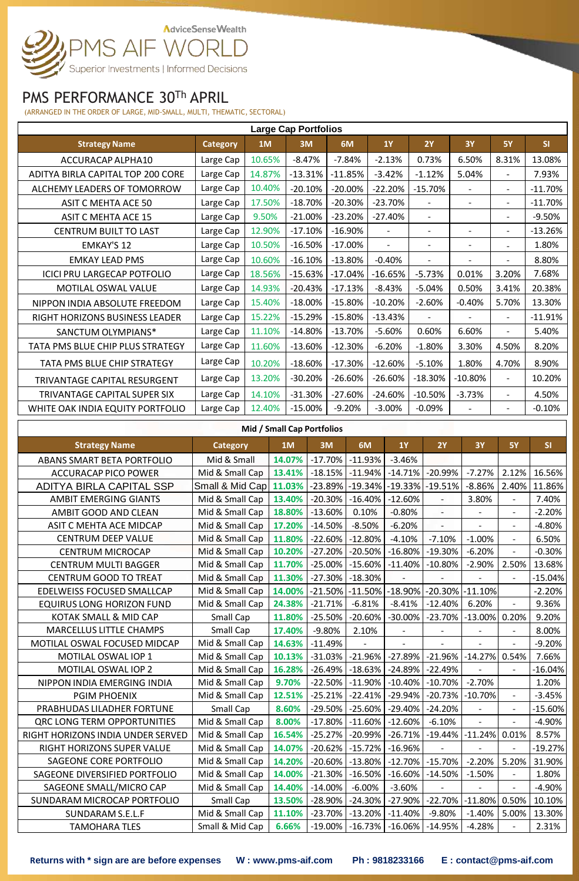# PMS PERFORMANCE 30Th APRIL

(ARRANGED IN THE ORDER OF LARGE, MID-SMALL, MULTI, THEMATIC, SECTORAL)

## Large Cap Portfolios

| Strategy Name | Category | 1M | 3M | 6M | 1Y | 2Y | 3Y | 5Y | SI |
|---|---|---|---|---|---|---|---|---|---|
| ACCURACAP ALPHA10 | Large Cap | 10.65% | -8.47% | -7.84% | -2.13% | 0.73% | 6.50% | 8.31% | 13.08% |
| ADITYA BIRLA CAPITAL TOP 200 CORE | Large Cap | 14.87% | -13.31% | -11.85% | -3.42% | -1.12% | 5.04% | - | 7.93% |
| ALCHEMY LEADERS OF TOMORROW | Large Cap | 10.40% | -20.10% | -20.00% | -22.20% | -15.70% | - | - | -11.70% |
| ASIT C MEHTA ACE 50 | Large Cap | 17.50% | -18.70% | -20.30% | -23.70% | - | - | - | -11.70% |
| ASIT C MEHTA ACE 15 | Large Cap | 9.50% | -21.00% | -23.20% | -27.40% | - | | - | -9.50% |
| CENTRUM BUILT TO LAST | Large Cap | 12.90% | -17.10% | -16.90% | - | - | - | - | -13.26% |
| EMKAY'S 12 | Large Cap | 10.50% | -16.50% | -17.00% | - | - | - | - | 1.80% |
| EMKAY LEAD PMS | Large Cap | 10.60% | -16.10% | -13.80% | -0.40% | - | - | - | 8.80% |
| ICICI PRU LARGECAP POTFOLIO | Large Cap | 18.56% | -15.63% | -17.04% | -16.65% | -5.73% | 0.01% | 3.20% | 7.68% |
| MOTILAL OSWAL VALUE | Large Cap | 14.93% | -20.43% | -17.13% | -8.43% | -5.04% | 0.50% | 3.41% | 20.38% |
| NIPPON INDIA ABSOLUTE FREEDOM | Large Cap | 15.40% | -18.00% | -15.80% | -10.20% | -2.60% | -0.40% | 5.70% | 13.30% |
| RIGHT HORIZONS BUSINESS LEADER | Large Cap | 15.22% | -15.29% | -15.80% | -13.43% | - | - | - | -11.91% |
| SANCTUM OLYMPIANS* | Large Cap | 11.10% | -14.80% | -13.70% | -5.60% | 0.60% | 6.60% | - | 5.40% |
| TATA PMS BLUE CHIP PLUS STRATEGY | Large Cap | 11.60% | -13.60% | -12.30% | -6.20% | -1.80% | 3.30% | 4.50% | 8.20% |
| TATA PMS BLUE CHIP STRATEGY | Large Cap | 10.20% | -18.60% | -17.30% | -12.60% | -5.10% | 1.80% | 4.70% | 8.90% |
| TRIVANTAGE CAPITAL RESURGENT | Large Cap | 13.20% | -30.20% | -26.60% | -26.60% | -18.30% | -10.80% | - | 10.20% |
| TRIVANTAGE CAPITAL SUPER SIX | Large Cap | 14.10% | -31.30% | -27.60% | -24.60% | -10.50% | -3.73% | - | 4.50% |
| WHITE OAK INDIA EQUITY PORTFOLIO | Large Cap | 12.40% | -15.00% | -9.20% | -3.00% | -0.09% | - | - | -0.10% |

## Mid / Small Cap Portfolios

| Strategy Name | Category | 1M | 3M | 6M | 1Y | 2Y | 3Y | 5Y | SI |
|---|---|---|---|---|---|---|---|---|---|
| ABANS SMART BETA PORTFOLIO | Mid & Small | 14.07% | -17.70% | -11.93% | -3.46% | | | | |
| ACCURACAP PICO POWER | Mid & Small Cap | 13.41% | -18.15% | -11.94% | -14.71% | -20.99% | -7.27% | 2.12% | 16.56% |
| ADITYA BIRLA CAPITAL SSP | Small & Mid Cap | 11.03% | -23.89% | -19.34% | -19.33% | -19.51% | -8.86% | 2.40% | 11.86% |
| AMBIT EMERGING GIANTS | Mid & Small Cap | 13.40% | -20.30% | -16.40% | -12.60% | - | 3.80% | - | 7.40% |
| AMBIT GOOD AND CLEAN | Mid & Small Cap | 18.80% | -13.60% | 0.10% | -0.80% | - | - | - | -2.20% |
| ASIT C MEHTA ACE MIDCAP | Mid & Small Cap | 17.20% | -14.50% | -8.50% | -6.20% | - | - | - | -4.80% |
| CENTRUM DEEP VALUE | Mid & Small Cap | 11.80% | -22.60% | -12.80% | -4.10% | -7.10% | -1.00% | - | 6.50% |
| CENTRUM MICROCAP | Mid & Small Cap | 10.20% | -27.20% | -20.50% | -16.80% | -19.30% | -6.20% | - | -0.30% |
| CENTRUM MULTI BAGGER | Mid & Small Cap | 11.70% | -25.00% | -15.60% | -11.40% | -10.80% | -2.90% | 2.50% | 13.68% |
| CENTRUM GOOD TO TREAT | Mid & Small Cap | 11.30% | -27.30% | -18.30% | - | - | - | - | -15.04% |
| EDELWEISS FOCUSED SMALLCAP | Mid & Small Cap | 14.00% | -21.50% | -11.50% | -18.90% | -20.30% | -11.10% | | -2.20% |
| EQUIRUS LONG HORIZON FUND | Mid & Small Cap | 24.38% | -21.71% | -6.81% | -8.41% | -12.40% | 6.20% | - | 9.36% |
| KOTAK SMALL & MID CAP | Small Cap | 11.80% | -25.50% | -20.60% | -30.00% | -23.70% | -13.00% | 0.20% | 9.20% |
| MARCELLUS LITTLE CHAMPS | Small Cap | 17.40% | -9.80% | 2.10% | - | - | - | - | 8.00% |
| MOTILAL OSWAL FOCUSED MIDCAP | Mid & Small Cap | 14.63% | -11.49% | - | - | - | - | - | -9.20% |
| MOTILAL OSWAL IOP 1 | Mid & Small Cap | 10.13% | -31.03% | -21.96% | -27.89% | -21.96% | -14.27% | 0.54% | 7.66% |
| MOTILAL OSWAL IOP 2 | Mid & Small Cap | 16.28% | -26.49% | -18.63% | -24.89% | -22.49% | - | - | -16.04% |
| NIPPON INDIA EMERGING INDIA | Mid & Small Cap | 9.70% | -22.50% | -11.90% | -10.40% | -10.70% | -2.70% | | 1.20% |
| PGIM PHOENIX | Mid & Small Cap | 12.51% | -25.21% | -22.41% | -29.94% | -20.73% | -10.70% | - | -3.45% |
| PRABHUDAS LILADHER FORTUNE | Small Cap | 8.60% | -29.50% | -25.60% | -29.40% | -24.20% | - | - | -15.60% |
| QRC LONG TERM OPPORTUNITIES | Mid & Small Cap | 8.00% | -17.80% | -11.60% | -12.60% | -6.10% | - | - | -4.90% |
| RIGHT HORIZONS INDIA UNDER SERVED | Mid & Small Cap | 16.54% | -25.27% | -20.99% | -26.71% | -19.44% | -11.24% | 0.01% | 8.57% |
| RIGHT HORIZONS SUPER VALUE | Mid & Small Cap | 14.07% | -20.62% | -15.72% | -16.96% | - | - | - | -19.27% |
| SAGEONE CORE PORTFOLIO | Mid & Small Cap | 14.20% | -20.60% | -13.80% | -12.70% | -15.70% | -2.20% | 5.20% | 31.90% |
| SAGEONE DIVERSIFIED PORTFOLIO | Mid & Small Cap | 14.00% | -21.30% | -16.50% | -16.60% | -14.50% | -1.50% | - | 1.80% |
| SAGEONE SMALL/MICRO CAP | Mid & Small Cap | 14.40% | -14.00% | -6.00% | -3.60% | - | - | - | -4.90% |
| SUNDARAM MICROCAP PORTFOLIO | Small Cap | 13.50% | -28.90% | -24.30% | -27.90% | -22.70% | -11.80% | 0.50% | 10.10% |
| SUNDARAM S.E.L.F | Mid & Small Cap | 11.10% | -23.70% | -13.20% | -11.40% | -9.80% | -1.40% | 5.00% | 13.30% |
| TAMOHARA TLES | Small & Mid Cap | 6.66% | -19.00% | -16.73% | -16.06% | -14.95% | -4.28% | - | 2.31% |

**Returns with * sign are are before expenses**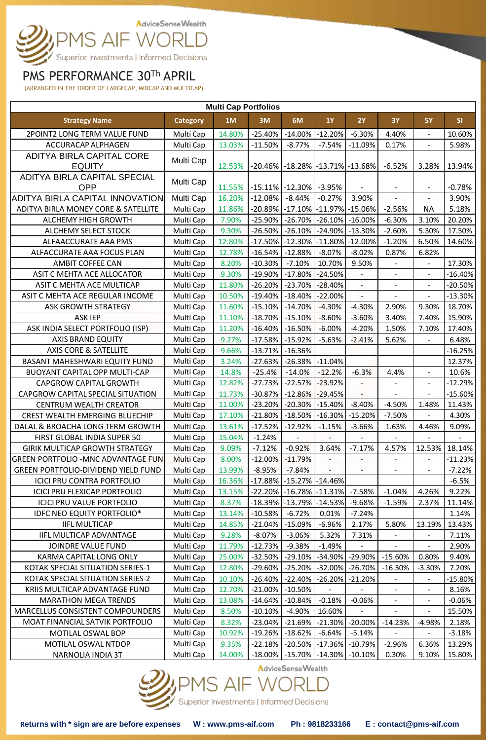AdviceSenseWealth
PMS AIF WORLD
Superior Investments | Informed Decisions

# PMS PERFORMANCE 30Th APRIL

(ARRANGED IN THE ORDER OF LARGECAP, MIDCAP AND MULTICAP)

**Multi Cap Portfolios**

| Strategy Name | Category | 1M | 3M | 6M | 1Y | 2Y | 3Y | 5Y | SI |
|---|---|---|---|---|---|---|---|---|---|
| 2POINT2 LONG TERM VALUE FUND | Multi Cap | 14.80% | -25.40% | -14.00% | -12.20% | -6.30% | 4.40% | - | 10.60% |
| ACCURACAP ALPHAGEN | Multi Cap | 13.03% | -11.50% | -8.77% | -7.54% | -11.09% | 0.17% | - | 5.98% |
| ADITYA BIRLA CAPITAL CORE EQUITY | Multi Cap | 12.53% | -20.46% | -18.28% | -13.71% | -13.68% | -6.52% | 3.28% | 13.94% |
| ADITYA BIRLA CAPITAL SPECIAL OPP | Multi Cap | 11.55% | -15.11% | -12.30% | -3.95% | - | - | - | -0.78% |
| ADITYA BIRLA CAPITAL INNOVATION | Multi Cap | 16.20% | -12.08% | -8.44% | -0.27% | 3.90% | - | - | 3.90% |
| ADITYA BIRLA MONEY CORE & SATELLITE | Multi Cap | 11.86% | -20.89% | -17.10% | -11.97% | -15.06% | -2.56% | NA | 5.18% |
| ALCHEMY HIGH GROWTH | Multi Cap | 7.90% | -25.90% | -26.70% | -26.10% | -16.00% | -6.30% | 3.10% | 20.20% |
| ALCHEMY SELECT STOCK | Multi Cap | 9.30% | -26.50% | -26.10% | -24.90% | -13.30% | -2.60% | 5.30% | 17.50% |
| ALFAACCURATE AAA PMS | Multi Cap | 12.80% | -17.50% | -12.30% | -11.80% | -12.00% | -1.20% | 6.50% | 14.60% |
| ALFAACCURATE AAA FOCUS PLAN | Multi Cap | 12.78% | -16.54% | -12.88% | -8.07% | -8.02% | 0.87% | 6.82% | |
| AMBIT COFFEE CAN | Multi Cap | 8.20% | -10.30% | -7.10% | 10.70% | 9.50% | - | - | 17.30% |
| ASIT C MEHTA ACE ALLOCATOR | Multi Cap | 9.30% | -19.90% | -17.80% | -24.50% | - | - | - | -16.40% |
| ASIT C MEHTA ACE MULTICAP | Multi Cap | 11.80% | -26.20% | -23.70% | -28.40% | - | - | - | -20.50% |
| ASIT C MEHTA ACE REGULAR INCOME | Multi Cap | 10.50% | -19.40% | -18.40% | -22.00% | - | - | - | -13.30% |
| ASK GROWTH STRATEGY | Multi Cap | 11.60% | -15.10% | -14.70% | -4.30% | -4.30% | 2.90% | 9.30% | 18.70% |
| ASK IEP | Multi Cap | 11.10% | -18.70% | -15.10% | -8.60% | -3.60% | 3.40% | 7.40% | 15.90% |
| ASK INDIA SELECT PORTFOLIO (ISP) | Multi Cap | 11.20% | -16.40% | -16.50% | -6.00% | -4.20% | 1.50% | 7.10% | 17.40% |
| AXIS BRAND EQUITY | Multi Cap | 9.27% | -17.58% | -15.92% | -5.63% | -2.41% | 5.62% | - | 6.48% |
| AXIS CORE & SATELLITE | Multi Cap | 9.66% | -13.71% | -16.36% | | | | | -16.25% |
| BASANT MAHESHWARI EQUITY FUND | Multi Cap | 3.24% | -27.63% | -26.38% | -11.04% | | | | 12.37% |
| BUOYANT CAPITAL OPP MULTI-CAP | Multi Cap | 14.8% | -25.4% | -14.0% | -12.2% | -6.3% | 4.4% | - | 10.6% |
| CAPGROW CAPITAL GROWTH | Multi Cap | 12.82% | -27.73% | -22.57% | -23.92% | - | - | - | -12.29% |
| CAPGROW CAPITAL SPECIAL SITUATION | Multi Cap | 11.73% | -30.87% | -12.86% | -29.45% | - | - | - | -15.60% |
| CENTRUM WEALTH CREATOR | Multi Cap | 11.00% | -23.20% | -20.30% | -15.40% | -8.40% | -4.50% | 1.48% | 11.43% |
| CREST WEALTH EMERGING BLUECHIP | Multi Cap | 17.10% | -21.80% | -18.50% | -16.30% | -15.20% | -7.50% | - | 4.30% |
| DALAL & BROACHA LONG TERM GROWTH | Multi Cap | 13.61% | -17.52% | -12.92% | -1.15% | -3.66% | 1.63% | 4.46% | 9.09% |
| FIRST GLOBAL INDIA SUPER 50 | Multi Cap | 15.04% | -1.24% | - | - | - | - | - | - |
| GIRIK MULTICAP GROWTH STRATEGY | Multi Cap | 9.09% | -7.12% | -0.92% | 3.64% | -7.17% | 4.57% | 12.53% | 18.14% |
| GREEN PORTFOLIO -MNC ADVANTAGE FUN | Multi Cap | 8.00% | -12.00% | -11.79% | - | - | - | - | -11.23% |
| GREEN PORTFOLIO-DIVIDEND YIELD FUND | Multi Cap | 13.99% | -8.95% | -7.84% | - | - | - | - | -7.22% |
| ICICI PRU CONTRA PORTFOLIO | Multi Cap | 16.36% | -17.88% | -15.27% | -14.46% | | | | -6.5% |
| ICICI PRU FLEXICAP PORTFOLIO | Multi Cap | 13.15% | -22.20% | -16.78% | -11.31% | -7.58% | -1.04% | 4.26% | 9.22% |
| ICICI PRU VALUE PORTFOLIO | Multi Cap | 8.37% | -18.39% | -13.79% | -14.53% | -9.68% | -1.59% | 2.37% | 11.14% |
| IDFC NEO EQUITY PORTFOLIO* | Multi Cap | 13.14% | -10.58% | -6.72% | 0.01% | -7.24% | | | 1.14% |
| IIFL MULTICAP | Multi Cap | 14.85% | -21.04% | -15.09% | -6.96% | 2.17% | 5.80% | 13.19% | 13.43% |
| IIFL MULTICAP ADVANTAGE | Multi Cap | 9.28% | -8.07% | -3.06% | 5.32% | 7.31% | - | - | 7.11% |
| JOINDRE VALUE FUND | Multi Cap | 11.79% | -12.73% | -9.38% | -1.49% | - | - | - | 2.90% |
| KARMA CAPITAL LONG ONLY | Multi Cap | 25.00% | -32.50% | -29.10% | -34.90% | -29.90% | -15.60% | 0.80% | 9.40% |
| KOTAK SPECIAL SITUATION SERIES-1 | Multi Cap | 12.80% | -29.60% | -25.20% | -32.00% | -26.70% | -16.30% | -3.30% | 7.20% |
| KOTAK SPECIAL SITUATION SERIES-2 | Multi Cap | 10.10% | -26.40% | -22.40% | -26.20% | -21.20% | - | - | -15.80% |
| KRIIS MULTICAP ADVANTAGE FUND | Multi Cap | 12.70% | -21.00% | -10.50% | - | - | - | - | 8.16% |
| MARATHON MEGA TRENDS | Multi Cap | 13.08% | -14.64% | -10.84% | -0.18% | -0.06% | - | - | -0.06% |
| MARCELLUS CONSISTENT COMPOUNDERS | Multi Cap | 8.50% | -10.10% | -4.90% | 16.60% | - | - | - | 15.50% |
| MOAT FINANCIAL SATVIK PORTFOLIO | Multi Cap | 8.32% | -23.04% | -21.69% | -21.30% | -20.00% | -14.23% | -4.98% | 2.18% |
| MOTILAL OSWAL BOP | Multi Cap | 10.92% | -19.26% | -18.62% | -6.64% | -5.14% | - | - | -3.18% |
| MOTILAL OSWAL NTDOP | Multi Cap | 9.35% | -22.18% | -20.50% | -17.36% | -10.79% | -2.96% | 6.36% | 13.29% |
| NARNOLIA INDIA 3T | Multi Cap | 14.00% | -18.00% | -15.70% | -14.30% | -10.10% | 0.30% | 9.10% | 15.80% |

AdviceSenseWealth
PMS AIF WORLD
Superior Investments | Informed Decisions

**Returns with * sign are are before expenses** **W : www.pms-aif.com** **Ph : 9818233166** **E : contact@pms-aif.com**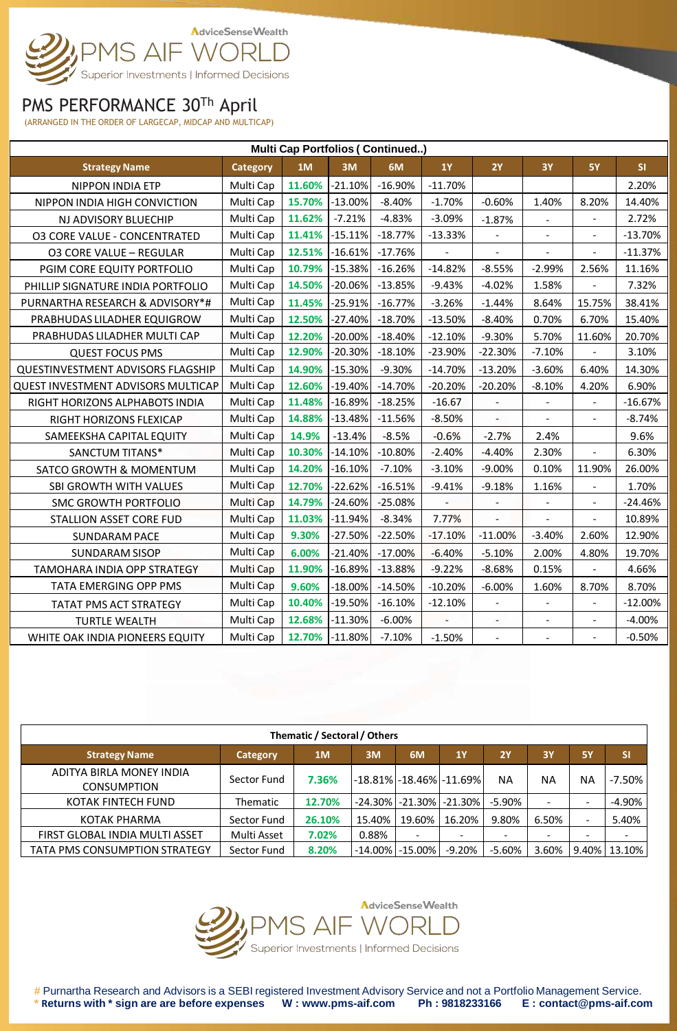AdviceSenseWealth

PMS AIF WORLD

Superior Investments | Informed Decisions

# PMS PERFORMANCE 30Th April

(ARRANGED IN THE ORDER OF LARGECAP, MIDCAP AND MULTICAP)

**Multi Cap Portfolios ( Continued..)**

| Strategy Name | Category | 1M | 3M | 6M | 1Y | 2Y | 3Y | 5Y | SI |
|---|---|---|---|---|---|---|---|---|---|
| NIPPON INDIA ETP | Multi Cap | 11.60% | -21.10% | -16.90% | -11.70% | | | | 2.20% |
| NIPPON INDIA HIGH CONVICTION | Multi Cap | 15.70% | -13.00% | -8.40% | -1.70% | -0.60% | 1.40% | 8.20% | 14.40% |
| NJ ADVISORY BLUECHIP | Multi Cap | 11.62% | -7.21% | -4.83% | -3.09% | -1.87% | - | - | 2.72% |
| O3 CORE VALUE - CONCENTRATED | Multi Cap | 11.41% | -15.11% | -18.77% | -13.33% | - | - | - | -13.70% |
| O3 CORE VALUE – REGULAR | Multi Cap | 12.51% | -16.61% | -17.76% | - | - | - | - | -11.37% |
| PGIM CORE EQUITY PORTFOLIO | Multi Cap | 10.79% | -15.38% | -16.26% | -14.82% | -8.55% | -2.99% | 2.56% | 11.16% |
| PHILLIP SIGNATURE INDIA PORTFOLIO | Multi Cap | 14.50% | -20.06% | -13.85% | -9.43% | -4.02% | 1.58% | - | 7.32% |
| PURNARTHA RESEARCH & ADVISORY*# | Multi Cap | 11.45% | -25.91% | -16.77% | -3.26% | -1.44% | 8.64% | 15.75% | 38.41% |
| PRABHUDAS LILADHER EQUIGROW | Multi Cap | 12.50% | -27.40% | -18.70% | -13.50% | -8.40% | 0.70% | 6.70% | 15.40% |
| PRABHUDAS LILADHER MULTI CAP | Multi Cap | 12.20% | -20.00% | -18.40% | -12.10% | -9.30% | 5.70% | 11.60% | 20.70% |
| QUEST FOCUS PMS | Multi Cap | 12.90% | -20.30% | -18.10% | -23.90% | -22.30% | -7.10% | - | 3.10% |
| QUESTINVESTMENT ADVISORS FLAGSHIP | Multi Cap | 14.90% | -15.30% | -9.30% | -14.70% | -13.20% | -3.60% | 6.40% | 14.30% |
| QUEST INVESTMENT ADVISORS MULTICAP | Multi Cap | 12.60% | -19.40% | -14.70% | -20.20% | -20.20% | -8.10% | 4.20% | 6.90% |
| RIGHT HORIZONS ALPHABOTS INDIA | Multi Cap | 11.48% | -16.89% | -18.25% | -16.67 | - | - | - | -16.67% |
| RIGHT HORIZONS FLEXICAP | Multi Cap | 14.88% | -13.48% | -11.56% | -8.50% | - | - | - | -8.74% |
| SAMEEKSHA CAPITAL EQUITY | Multi Cap | 14.9% | -13.4% | -8.5% | -0.6% | -2.7% | 2.4% | | 9.6% |
| SANCTUM TITANS* | Multi Cap | 10.30% | -14.10% | -10.80% | -2.40% | -4.40% | 2.30% | - | 6.30% |
| SATCO GROWTH & MOMENTUM | Multi Cap | 14.20% | -16.10% | -7.10% | -3.10% | -9.00% | 0.10% | 11.90% | 26.00% |
| SBI GROWTH WITH VALUES | Multi Cap | 12.70% | -22.62% | -16.51% | -9.41% | -9.18% | 1.16% | - | 1.70% |
| SMC GROWTH PORTFOLIO | Multi Cap | 14.79% | -24.60% | -25.08% | - | - | - | - | -24.46% |
| STALLION ASSET CORE FUD | Multi Cap | 11.03% | -11.94% | -8.34% | 7.77% | - | - | - | 10.89% |
| SUNDARAM PACE | Multi Cap | 9.30% | -27.50% | -22.50% | -17.10% | -11.00% | -3.40% | 2.60% | 12.90% |
| SUNDARAM SISOP | Multi Cap | 6.00% | -21.40% | -17.00% | -6.40% | -5.10% | 2.00% | 4.80% | 19.70% |
| TAMOHARA INDIA OPP STRATEGY | Multi Cap | 11.90% | -16.89% | -13.88% | -9.22% | -8.68% | 0.15% | - | 4.66% |
| TATA EMERGING OPP PMS | Multi Cap | 9.60% | -18.00% | -14.50% | -10.20% | -6.00% | 1.60% | 8.70% | 8.70% |
| TATAT PMS ACT STRATEGY | Multi Cap | 10.40% | -19.50% | -16.10% | -12.10% | - | - | - | -12.00% |
| TURTLE WEALTH | Multi Cap | 12.68% | -11.30% | -6.00% | - | - | - | - | -4.00% |
| WHITE OAK INDIA PIONEERS EQUITY | Multi Cap | 12.70% | -11.80% | -7.10% | -1.50% | - | - | - | -0.50% |

**Thematic / Sectoral / Others**

| Strategy Name | Category | 1M | 3M | 6M | 1Y | 2Y | 3Y | 5Y | SI |
|---|---|---|---|---|---|---|---|---|---|
| ADITYA BIRLA MONEY INDIA CONSUMPTION | Sector Fund | 7.36% | -18.81% | -18.46% | -11.69% | NA | NA | NA | -7.50% |
| KOTAK FINTECH FUND | Thematic | 12.70% | -24.30% | -21.30% | -21.30% | -5.90% | - | - | -4.90% |
| KOTAK PHARMA | Sector Fund | 26.10% | 15.40% | 19.60% | 16.20% | 9.80% | 6.50% | - | 5.40% |
| FIRST GLOBAL INDIA MULTI ASSET | Multi Asset | 7.02% | 0.88% | - | - | - | - | - | - |
| TATA PMS CONSUMPTION STRATEGY | Sector Fund | 8.20% | -14.00% | -15.00% | -9.20% | -5.60% | 3.60% | 9.40% | 13.10% |

AdviceSenseWealth

PMS AIF WORLD

Superior Investments | Informed Decisions

# Purnartha Research and Advisors is a SEBI registered Investment Advisory Service and not a Portfolio Management Service.

**\* Returns with * sign are are before expenses W : www.pms-aif.com Ph : 9818233166 E : contact@pms-aif.com**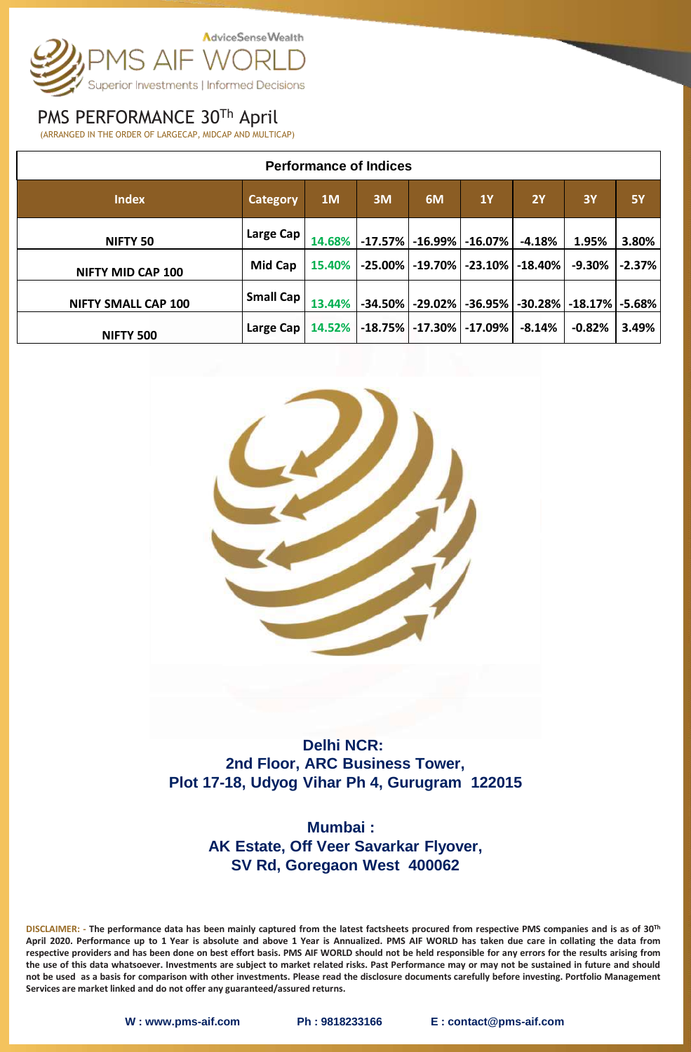AdviceSenseWealth

PMS AIF WORLD

Superior Investments | Informed Decisions

# PMS PERFORMANCE 30Th April

(ARRANGED IN THE ORDER OF LARGECAP, MIDCAP AND MULTICAP)

**Performance of Indices**

| Index | Category | 1M | 3M | 6M | 1Y | 2Y | 3Y | 5Y |
|---|---|---|---|---|---|---|---|---|
| NIFTY 50 | Large Cap | 14.68% | -17.57% | -16.99% | -16.07% | -4.18% | 1.95% | 3.80% |
| NIFTY MID CAP 100 | Mid Cap | 15.40% | -25.00% | -19.70% | -23.10% | -18.40% | -9.30% | -2.37% |
| NIFTY SMALL CAP 100 | Small Cap | 13.44% | -34.50% | -29.02% | -36.95% | -30.28% | -18.17% | -5.68% |
| NIFTY 500 | Large Cap | 14.52% | -18.75% | -17.30% | -17.09% | -8.14% | -0.82% | 3.49% |

**Delhi NCR:**
**2nd Floor, ARC Business Tower,**
**Plot 17-18, Udyog Vihar Ph 4, Gurugram 122015**

**Mumbai :**
**AK Estate, Off Veer Savarkar Flyover,**
**SV Rd, Goregaon West 400062**

**DISCLAIMER: - The performance data has been mainly captured from the latest factsheets procured from respective PMS companies and is as of 30Th April 2020. Performance up to 1 Year is absolute and above 1 Year is Annualized. PMS AIF WORLD has taken due care in collating the data from respective providers and has been done on best effort basis. PMS AIF WORLD should not be held responsible for any errors for the results arising from the use of this data whatsoever. Investments are subject to market related risks. Past Performance may or may not be sustained in future and should not be used as a basis for comparison with other investments. Please read the disclosure documents carefully before investing. Portfolio Management Services are market linked and do not offer any guaranteed/assured returns.**

**W : www.pms-aif.com** **Ph : 9818233166** **E : contact@pms-aif.com**